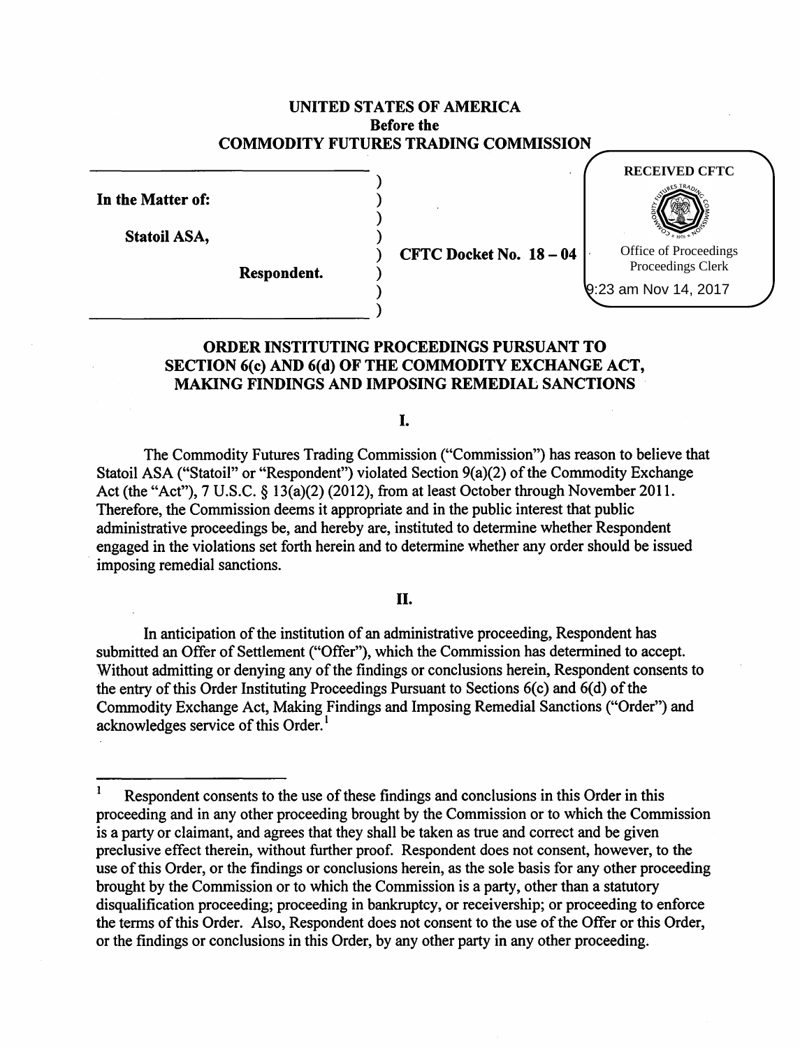**UNITED STATES OF AMERICA**
**Before the**
**COMMODITY FUTURES TRADING COMMISSION**

RECEIVED CFTC

Office of Proceedings
Proceedings Clerk
9:23 am Nov 14, 2017

**In the Matter of:**

**Statoil ASA,**

**Respondent.**

**CFTC Docket No. 18 – 04**

## ORDER INSTITUTING PROCEEDINGS PURSUANT TO SECTION 6(c) AND 6(d) OF THE COMMODITY EXCHANGE ACT, MAKING FINDINGS AND IMPOSING REMEDIAL SANCTIONS

## I.

The Commodity Futures Trading Commission ("Commission") has reason to believe that Statoil ASA ("Statoil" or "Respondent") violated Section 9(a)(2) of the Commodity Exchange Act (the "Act"), 7 U.S.C. § 13(a)(2) (2012), from at least October through November 2011. Therefore, the Commission deems it appropriate and in the public interest that public administrative proceedings be, and hereby are, instituted to determine whether Respondent engaged in the violations set forth herein and to determine whether any order should be issued imposing remedial sanctions.

## II.

In anticipation of the institution of an administrative proceeding, Respondent has submitted an Offer of Settlement ("Offer"), which the Commission has determined to accept. Without admitting or denying any of the findings or conclusions herein, Respondent consents to the entry of this Order Instituting Proceedings Pursuant to Sections 6(c) and 6(d) of the Commodity Exchange Act, Making Findings and Imposing Remedial Sanctions ("Order") and acknowledges service of this Order.[1]

---

[1] Respondent consents to the use of these findings and conclusions in this Order in this proceeding and in any other proceeding brought by the Commission or to which the Commission is a party or claimant, and agrees that they shall be taken as true and correct and be given preclusive effect therein, without further proof. Respondent does not consent, however, to the use of this Order, or the findings or conclusions herein, as the sole basis for any other proceeding brought by the Commission or to which the Commission is a party, other than a statutory disqualification proceeding; proceeding in bankruptcy, or receivership; or proceeding to enforce the terms of this Order. Also, Respondent does not consent to the use of the Offer or this Order, or the findings or conclusions in this Order, by any other party in any other proceeding.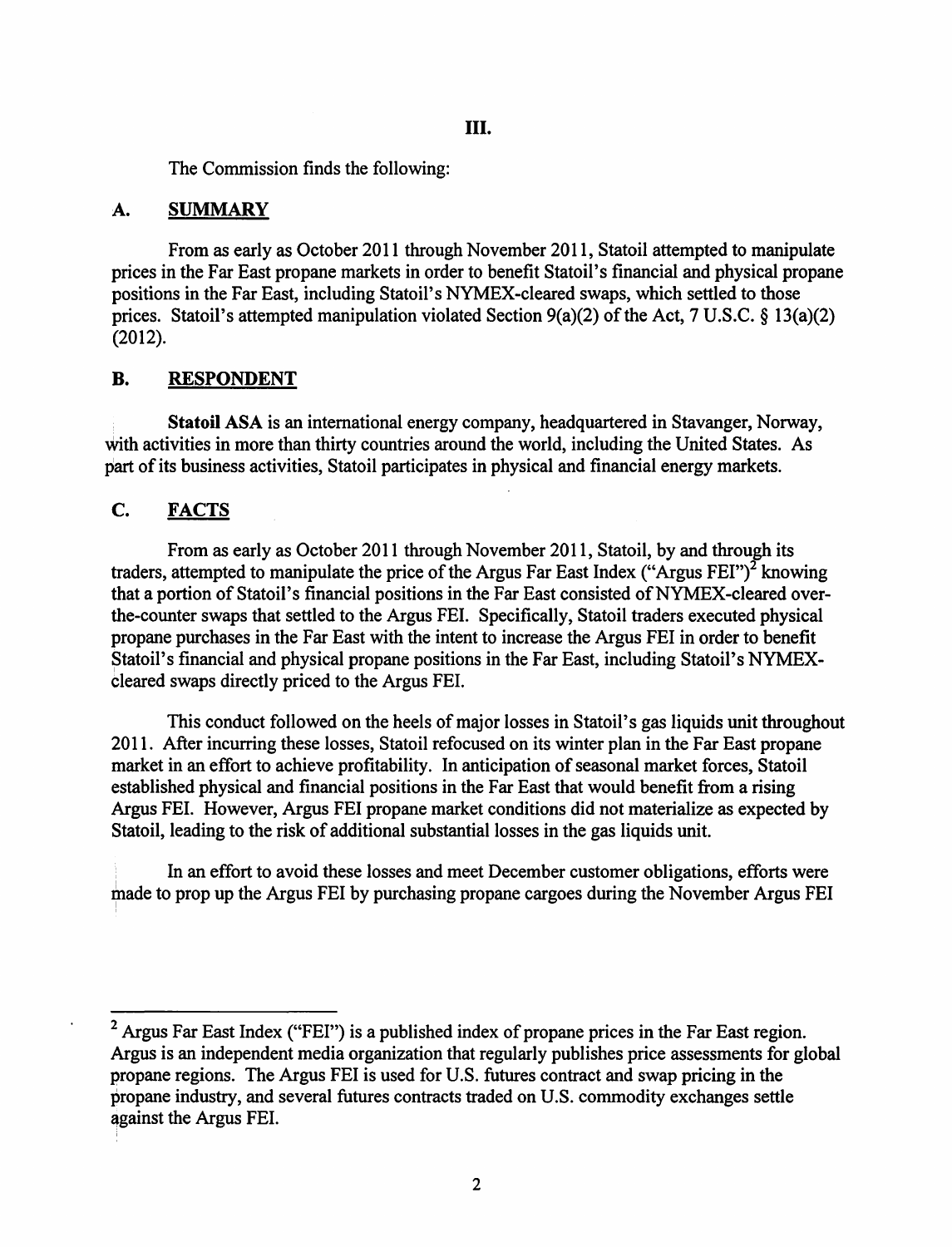## III.

The Commission finds the following:

### A. SUMMARY

From as early as October 2011 through November 2011, Statoil attempted to manipulate prices in the Far East propane markets in order to benefit Statoil's financial and physical propane positions in the Far East, including Statoil's NYMEX-cleared swaps, which settled to those prices. Statoil's attempted manipulation violated Section 9(a)(2) of the Act, 7 U.S.C. § 13(a)(2) (2012).

### B. RESPONDENT

**Statoil ASA** is an international energy company, headquartered in Stavanger, Norway, with activities in more than thirty countries around the world, including the United States. As part of its business activities, Statoil participates in physical and financial energy markets.

### C. FACTS

From as early as October 2011 through November 2011, Statoil, by and through its traders, attempted to manipulate the price of the Argus Far East Index ("Argus FEI")[2] knowing that a portion of Statoil's financial positions in the Far East consisted of NYMEX-cleared over-the-counter swaps that settled to the Argus FEI. Specifically, Statoil traders executed physical propane purchases in the Far East with the intent to increase the Argus FEI in order to benefit Statoil's financial and physical propane positions in the Far East, including Statoil's NYMEX-cleared swaps directly priced to the Argus FEI.

This conduct followed on the heels of major losses in Statoil's gas liquids unit throughout 2011. After incurring these losses, Statoil refocused on its winter plan in the Far East propane market in an effort to achieve profitability. In anticipation of seasonal market forces, Statoil established physical and financial positions in the Far East that would benefit from a rising Argus FEI. However, Argus FEI propane market conditions did not materialize as expected by Statoil, leading to the risk of additional substantial losses in the gas liquids unit.

In an effort to avoid these losses and meet December customer obligations, efforts were made to prop up the Argus FEI by purchasing propane cargoes during the November Argus FEI

---

[2] Argus Far East Index ("FEI") is a published index of propane prices in the Far East region. Argus is an independent media organization that regularly publishes price assessments for global propane regions. The Argus FEI is used for U.S. futures contract and swap pricing in the propane industry, and several futures contracts traded on U.S. commodity exchanges settle against the Argus FEI.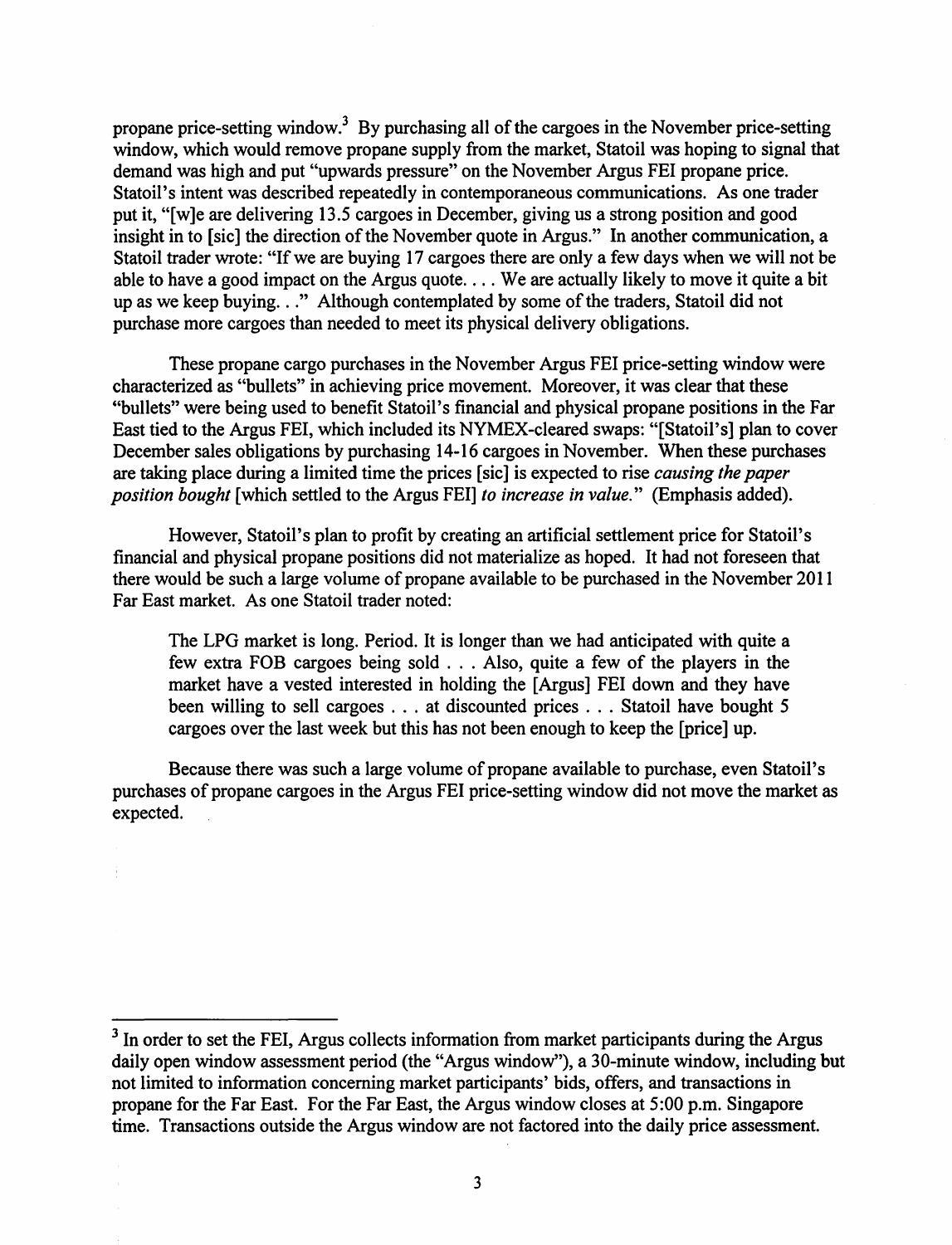propane price-setting window.[3] By purchasing all of the cargoes in the November price-setting window, which would remove propane supply from the market, Statoil was hoping to signal that demand was high and put "upwards pressure" on the November Argus FEI propane price. Statoil's intent was described repeatedly in contemporaneous communications. As one trader put it, "[w]e are delivering 13.5 cargoes in December, giving us a strong position and good insight in to [sic] the direction of the November quote in Argus." In another communication, a Statoil trader wrote: "If we are buying 17 cargoes there are only a few days when we will not be able to have a good impact on the Argus quote. . . . We are actually likely to move it quite a bit up as we keep buying. . ." Although contemplated by some of the traders, Statoil did not purchase more cargoes than needed to meet its physical delivery obligations.

These propane cargo purchases in the November Argus FEI price-setting window were characterized as "bullets" in achieving price movement. Moreover, it was clear that these "bullets" were being used to benefit Statoil's financial and physical propane positions in the Far East tied to the Argus FEI, which included its NYMEX-cleared swaps: "[Statoil's] plan to cover December sales obligations by purchasing 14-16 cargoes in November. When these purchases are taking place during a limited time the prices [sic] is expected to rise *causing the paper position bought* [which settled to the Argus FEI] *to increase in value*." (Emphasis added).

However, Statoil's plan to profit by creating an artificial settlement price for Statoil's financial and physical propane positions did not materialize as hoped. It had not foreseen that there would be such a large volume of propane available to be purchased in the November 2011 Far East market. As one Statoil trader noted:

> The LPG market is long. Period. It is longer than we had anticipated with quite a few extra FOB cargoes being sold . . . Also, quite a few of the players in the market have a vested interested in holding the [Argus] FEI down and they have been willing to sell cargoes . . . at discounted prices . . . Statoil have bought 5 cargoes over the last week but this has not been enough to keep the [price] up.

Because there was such a large volume of propane available to purchase, even Statoil's purchases of propane cargoes in the Argus FEI price-setting window did not move the market as expected.

---

[3] In order to set the FEI, Argus collects information from market participants during the Argus daily open window assessment period (the "Argus window"), a 30-minute window, including but not limited to information concerning market participants' bids, offers, and transactions in propane for the Far East. For the Far East, the Argus window closes at 5:00 p.m. Singapore time. Transactions outside the Argus window are not factored into the daily price assessment.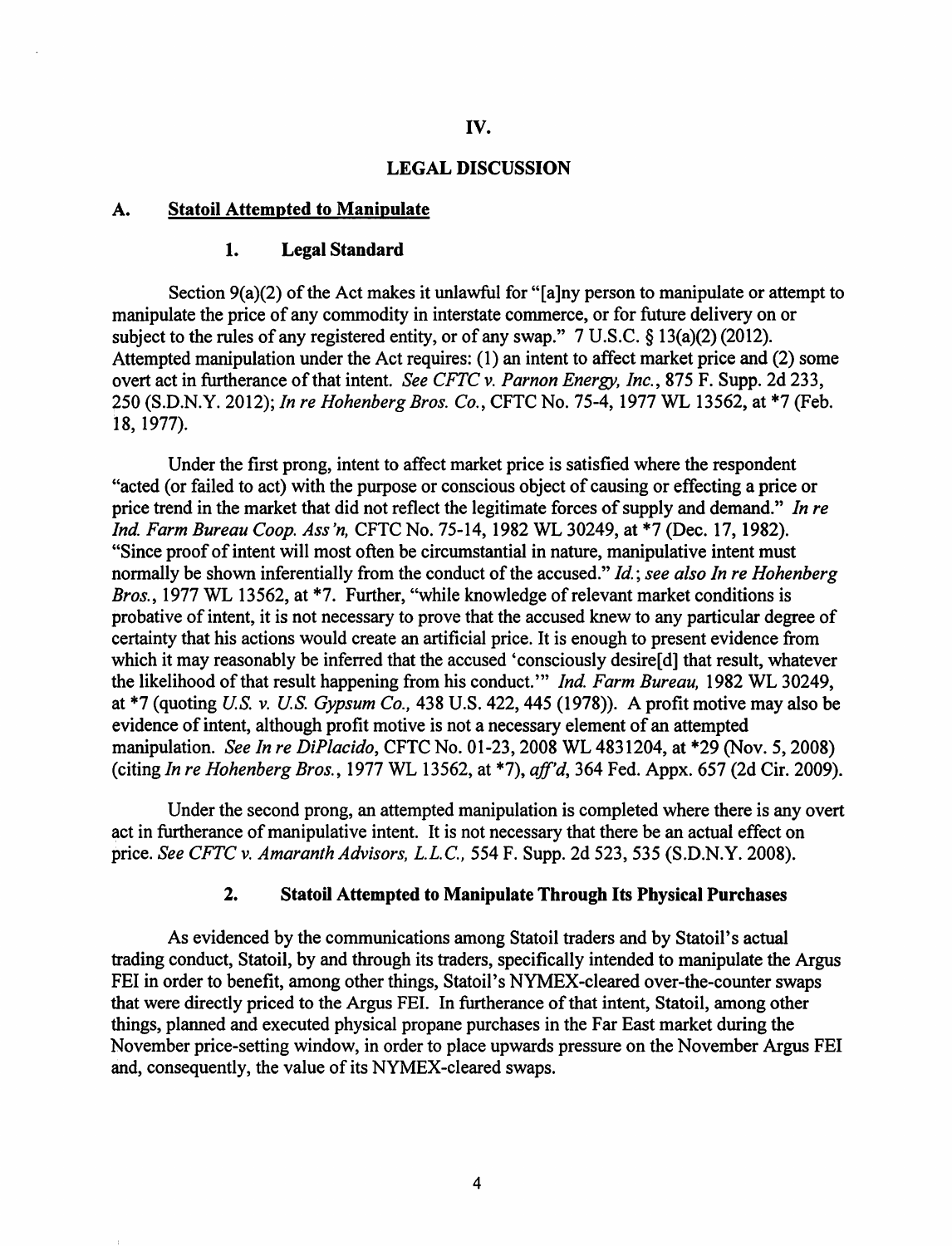# IV.

# LEGAL DISCUSSION

## A. Statoil Attempted to Manipulate

### 1. Legal Standard

Section 9(a)(2) of the Act makes it unlawful for "[a]ny person to manipulate or attempt to manipulate the price of any commodity in interstate commerce, or for future delivery on or subject to the rules of any registered entity, or of any swap." 7 U.S.C. § 13(a)(2) (2012). Attempted manipulation under the Act requires: (1) an intent to affect market price and (2) some overt act in furtherance of that intent. *See CFTC v. Parnon Energy, Inc.*, 875 F. Supp. 2d 233, 250 (S.D.N.Y. 2012); *In re Hohenberg Bros. Co.*, CFTC No. 75-4, 1977 WL 13562, at *7 (Feb. 18, 1977).

Under the first prong, intent to affect market price is satisfied where the respondent "acted (or failed to act) with the purpose or conscious object of causing or effecting a price or price trend in the market that did not reflect the legitimate forces of supply and demand." *In re Ind. Farm Bureau Coop. Ass'n*, CFTC No. 75-14, 1982 WL 30249, at *7 (Dec. 17, 1982). "Since proof of intent will most often be circumstantial in nature, manipulative intent must normally be shown inferentially from the conduct of the accused." *Id.*; *see also In re Hohenberg Bros.*, 1977 WL 13562, at *7. Further, "while knowledge of relevant market conditions is probative of intent, it is not necessary to prove that the accused knew to any particular degree of certainty that his actions would create an artificial price. It is enough to present evidence from which it may reasonably be inferred that the accused 'consciously desire[d] that result, whatever the likelihood of that result happening from his conduct.'" *Ind. Farm Bureau*, 1982 WL 30249, at *7 (quoting *U.S. v. U.S. Gypsum Co.*, 438 U.S. 422, 445 (1978)). A profit motive may also be evidence of intent, although profit motive is not a necessary element of an attempted manipulation. *See In re DiPlacido*, CFTC No. 01-23, 2008 WL 4831204, at *29 (Nov. 5, 2008) (citing *In re Hohenberg Bros.*, 1977 WL 13562, at *7), *aff'd*, 364 Fed. Appx. 657 (2d Cir. 2009).

Under the second prong, an attempted manipulation is completed where there is any overt act in furtherance of manipulative intent. It is not necessary that there be an actual effect on price. *See CFTC v. Amaranth Advisors, L.L.C.*, 554 F. Supp. 2d 523, 535 (S.D.N.Y. 2008).

### 2. Statoil Attempted to Manipulate Through Its Physical Purchases

As evidenced by the communications among Statoil traders and by Statoil's actual trading conduct, Statoil, by and through its traders, specifically intended to manipulate the Argus FEI in order to benefit, among other things, Statoil's NYMEX-cleared over-the-counter swaps that were directly priced to the Argus FEI. In furtherance of that intent, Statoil, among other things, planned and executed physical propane purchases in the Far East market during the November price-setting window, in order to place upwards pressure on the November Argus FEI and, consequently, the value of its NYMEX-cleared swaps.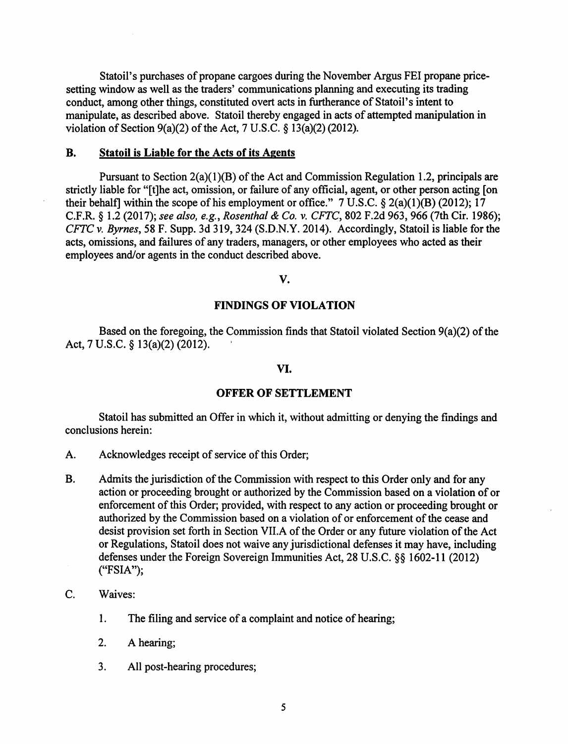Statoil's purchases of propane cargoes during the November Argus FEI propane price-setting window as well as the traders' communications planning and executing its trading conduct, among other things, constituted overt acts in furtherance of Statoil's intent to manipulate, as described above. Statoil thereby engaged in acts of attempted manipulation in violation of Section 9(a)(2) of the Act, 7 U.S.C. § 13(a)(2) (2012).

### B. Statoil is Liable for the Acts of its Agents

Pursuant to Section 2(a)(1)(B) of the Act and Commission Regulation 1.2, principals are strictly liable for "[t]he act, omission, or failure of any official, agent, or other person acting [on their behalf] within the scope of his employment or office." 7 U.S.C. § 2(a)(1)(B) (2012); 17 C.F.R. § 1.2 (2017); *see also, e.g., Rosenthal & Co. v. CFTC*, 802 F.2d 963, 966 (7th Cir. 1986); *CFTC v. Byrnes*, 58 F. Supp. 3d 319, 324 (S.D.N.Y. 2014). Accordingly, Statoil is liable for the acts, omissions, and failures of any traders, managers, or other employees who acted as their employees and/or agents in the conduct described above.

## V.

## FINDINGS OF VIOLATION

Based on the foregoing, the Commission finds that Statoil violated Section 9(a)(2) of the Act, 7 U.S.C. § 13(a)(2) (2012).

## VI.

## OFFER OF SETTLEMENT

Statoil has submitted an Offer in which it, without admitting or denying the findings and conclusions herein:

A. Acknowledges receipt of service of this Order;

B. Admits the jurisdiction of the Commission with respect to this Order only and for any action or proceeding brought or authorized by the Commission based on a violation of or enforcement of this Order; provided, with respect to any action or proceeding brought or authorized by the Commission based on a violation of or enforcement of the cease and desist provision set forth in Section VII.A of the Order or any future violation of the Act or Regulations, Statoil does not waive any jurisdictional defenses it may have, including defenses under the Foreign Sovereign Immunities Act, 28 U.S.C. §§ 1602-11 (2012) ("FSIA");

C. Waives:

   1. The filing and service of a complaint and notice of hearing;

   2. A hearing;

   3. All post-hearing procedures;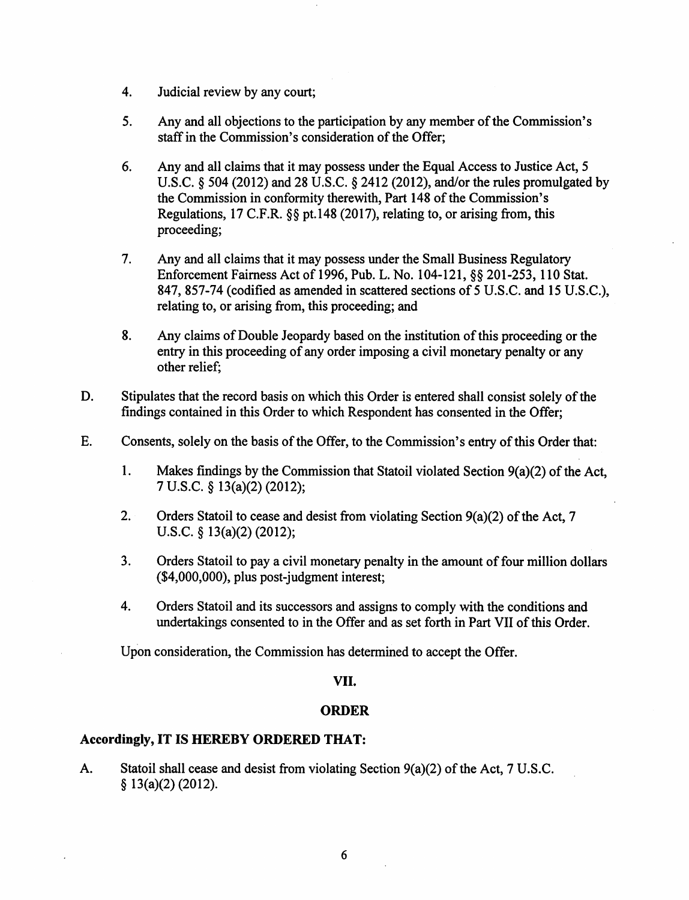4. Judicial review by any court;

5. Any and all objections to the participation by any member of the Commission's staff in the Commission's consideration of the Offer;

6. Any and all claims that it may possess under the Equal Access to Justice Act, 5 U.S.C. § 504 (2012) and 28 U.S.C. § 2412 (2012), and/or the rules promulgated by the Commission in conformity therewith, Part 148 of the Commission's Regulations, 17 C.F.R. §§ pt.148 (2017), relating to, or arising from, this proceeding;

7. Any and all claims that it may possess under the Small Business Regulatory Enforcement Fairness Act of 1996, Pub. L. No. 104-121, §§ 201-253, 110 Stat. 847, 857-74 (codified as amended in scattered sections of 5 U.S.C. and 15 U.S.C.), relating to, or arising from, this proceeding; and

8. Any claims of Double Jeopardy based on the institution of this proceeding or the entry in this proceeding of any order imposing a civil monetary penalty or any other relief;

D. Stipulates that the record basis on which this Order is entered shall consist solely of the findings contained in this Order to which Respondent has consented in the Offer;

E. Consents, solely on the basis of the Offer, to the Commission's entry of this Order that:

1. Makes findings by the Commission that Statoil violated Section 9(a)(2) of the Act, 7 U.S.C. § 13(a)(2) (2012);

2. Orders Statoil to cease and desist from violating Section 9(a)(2) of the Act, 7 U.S.C. § 13(a)(2) (2012);

3. Orders Statoil to pay a civil monetary penalty in the amount of four million dollars ($4,000,000), plus post-judgment interest;

4. Orders Statoil and its successors and assigns to comply with the conditions and undertakings consented to in the Offer and as set forth in Part VII of this Order.

Upon consideration, the Commission has determined to accept the Offer.

## VII.

## ORDER

**Accordingly, IT IS HEREBY ORDERED THAT:**

A. Statoil shall cease and desist from violating Section 9(a)(2) of the Act, 7 U.S.C. § 13(a)(2) (2012).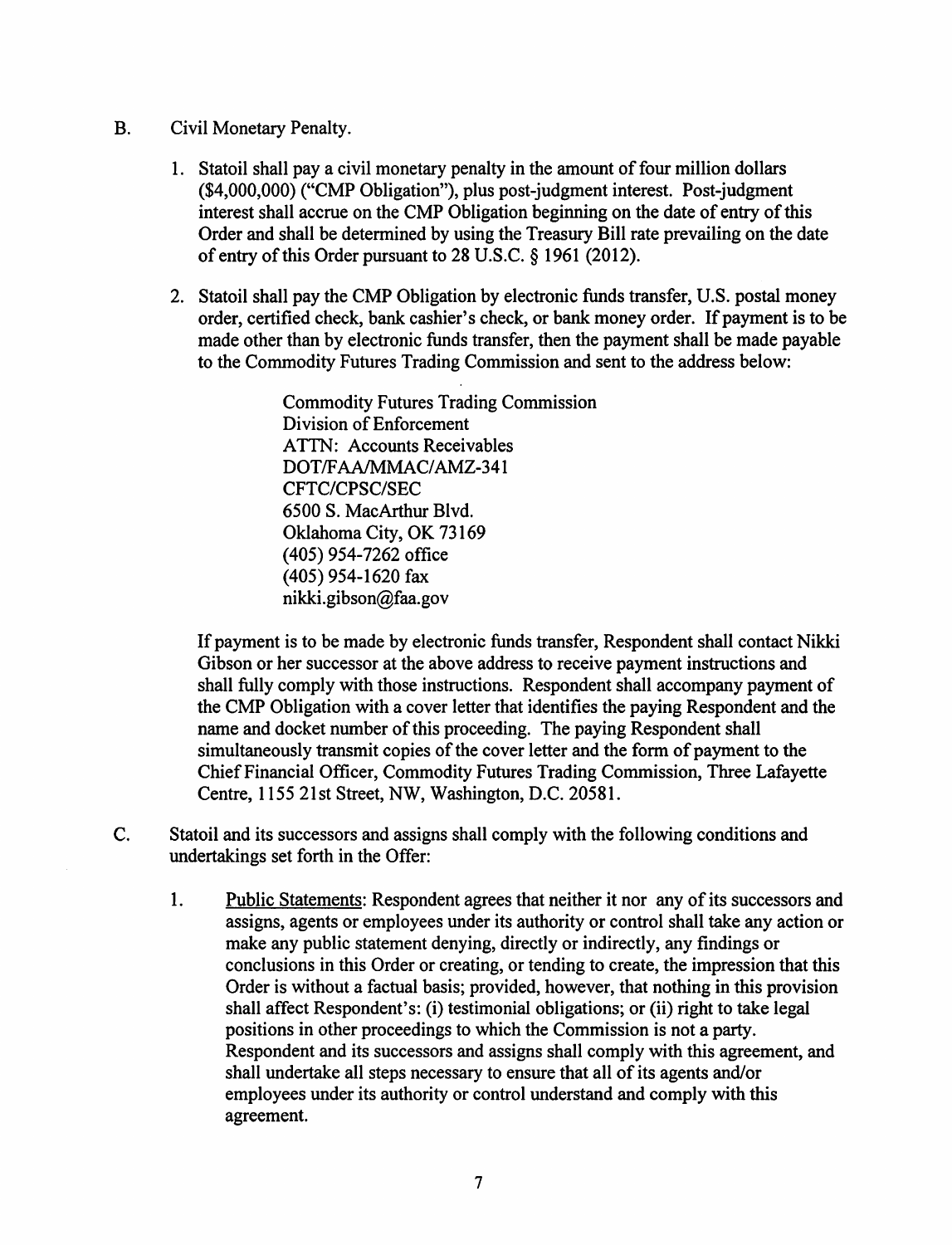B. Civil Monetary Penalty.

1. Statoil shall pay a civil monetary penalty in the amount of four million dollars ($4,000,000) ("CMP Obligation"), plus post-judgment interest. Post-judgment interest shall accrue on the CMP Obligation beginning on the date of entry of this Order and shall be determined by using the Treasury Bill rate prevailing on the date of entry of this Order pursuant to 28 U.S.C. § 1961 (2012).

2. Statoil shall pay the CMP Obligation by electronic funds transfer, U.S. postal money order, certified check, bank cashier's check, or bank money order. If payment is to be made other than by electronic funds transfer, then the payment shall be made payable to the Commodity Futures Trading Commission and sent to the address below:

   Commodity Futures Trading Commission
   Division of Enforcement
   ATTN: Accounts Receivables
   DOT/FAA/MMAC/AMZ-341
   CFTC/CPSC/SEC
   6500 S. MacArthur Blvd.
   Oklahoma City, OK 73169
   (405) 954-7262 office
   (405) 954-1620 fax
   nikki.gibson@faa.gov

   If payment is to be made by electronic funds transfer, Respondent shall contact Nikki Gibson or her successor at the above address to receive payment instructions and shall fully comply with those instructions. Respondent shall accompany payment of the CMP Obligation with a cover letter that identifies the paying Respondent and the name and docket number of this proceeding. The paying Respondent shall simultaneously transmit copies of the cover letter and the form of payment to the Chief Financial Officer, Commodity Futures Trading Commission, Three Lafayette Centre, 1155 21st Street, NW, Washington, D.C. 20581.

C. Statoil and its successors and assigns shall comply with the following conditions and undertakings set forth in the Offer:

1. Public Statements: Respondent agrees that neither it nor any of its successors and assigns, agents or employees under its authority or control shall take any action or make any public statement denying, directly or indirectly, any findings or conclusions in this Order or creating, or tending to create, the impression that this Order is without a factual basis; provided, however, that nothing in this provision shall affect Respondent's: (i) testimonial obligations; or (ii) right to take legal positions in other proceedings to which the Commission is not a party. Respondent and its successors and assigns shall comply with this agreement, and shall undertake all steps necessary to ensure that all of its agents and/or employees under its authority or control understand and comply with this agreement.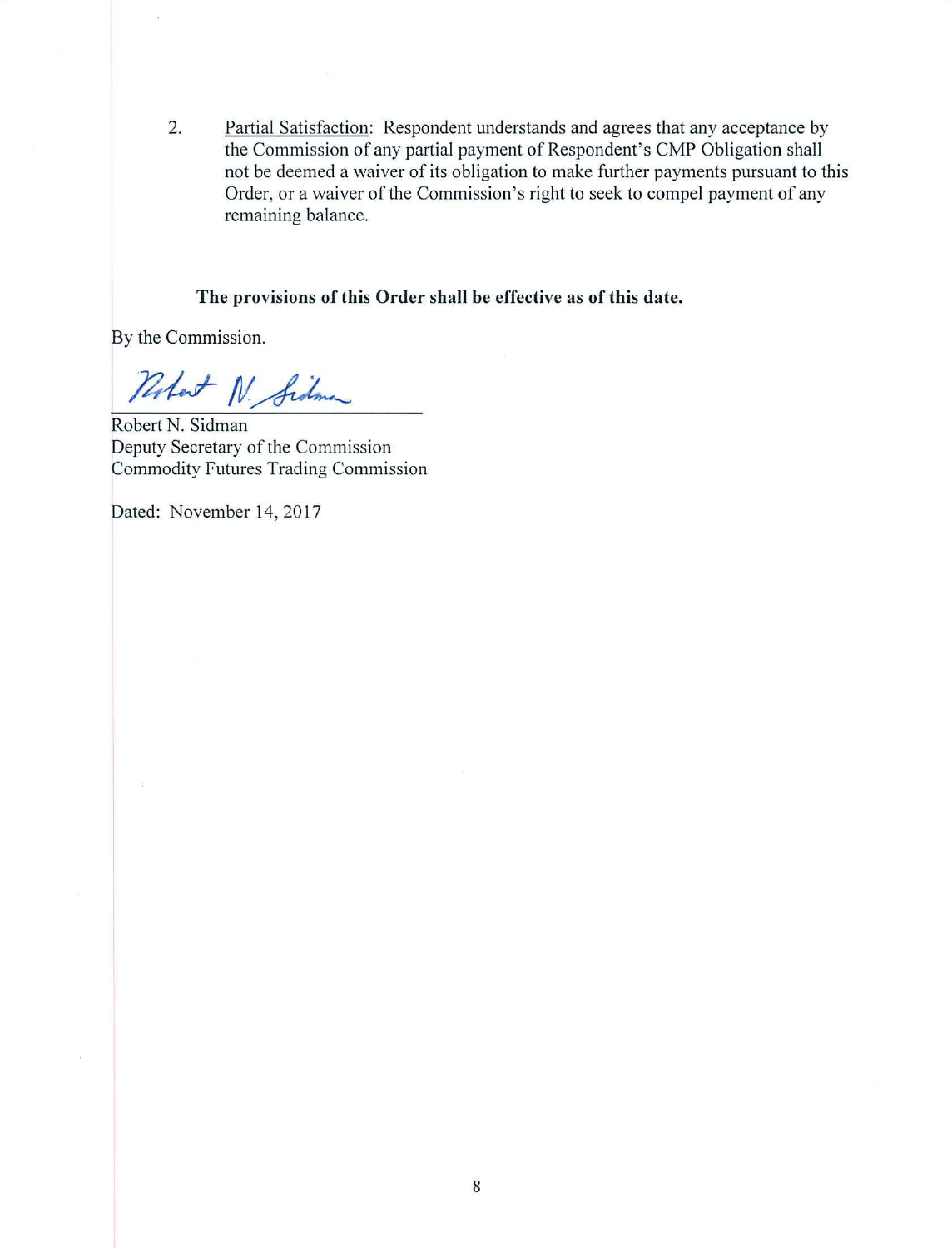2. Partial Satisfaction: Respondent understands and agrees that any acceptance by the Commission of any partial payment of Respondent's CMP Obligation shall not be deemed a waiver of its obligation to make further payments pursuant to this Order, or a waiver of the Commission's right to seek to compel payment of any remaining balance.

**The provisions of this Order shall be effective as of this date.**

By the Commission.

Robert N. Sidman
Deputy Secretary of the Commission
Commodity Futures Trading Commission

Dated: November 14, 2017